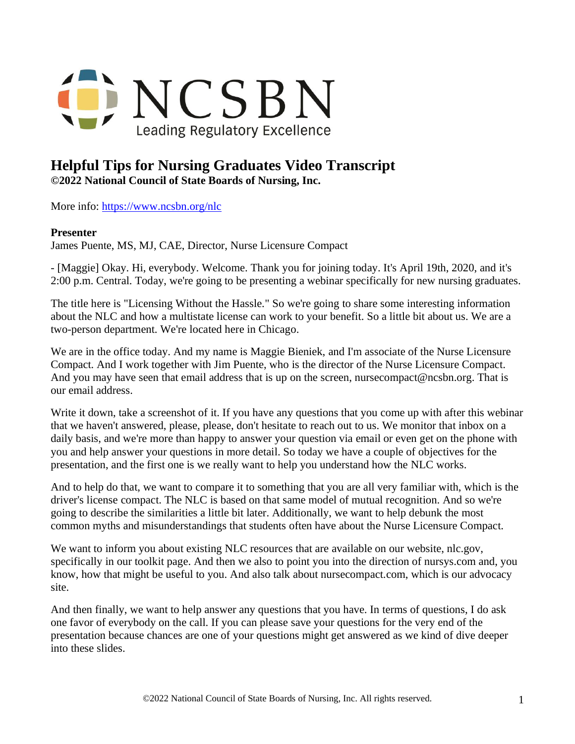# Helpful Tips for Nursing Graduates Video Transcript

**©2022 National Council of State Boards of Nursing, Inc.**

More info: [https://www.ncsbn.org/nlc](https://www.ncsbn.org/nlc)

**Presenter**

James Puente, MS, MJ, CAE, Director, Nurse Licensure Compact

- [Maggie] Okay. Hi, everybody. Welcome. Thank you for joining today. It's April 19th, 2020, and it's 2:00 p.m. Central. Today, we're going to be presenting a webinar specifically for new nursing graduates.

The title here is "Licensing Without the Hassle." So we're going to share some interesting information about the NLC and how a multistate license can work to your benefit. So a little bit about us. We are a two-person department. We're located here in Chicago.

We are in the office today. And my name is Maggie Bieniek, and I'm associate of the Nurse Licensure Compact. And I work together with Jim Puente, who is the director of the Nurse Licensure Compact. And you may have seen that email address that is up on the screen, nursecompact@ncsbn.org. That is our email address.

Write it down, take a screenshot of it. If you have any questions that you come up with after this webinar that we haven't answered, please, please, don't hesitate to reach out to us. We monitor that inbox on a daily basis, and we're more than happy to answer your question via email or even get on the phone with you and help answer your questions in more detail. So today we have a couple of objectives for the presentation, and the first one is we really want to help you understand how the NLC works.

And to help do that, we want to compare it to something that you are all very familiar with, which is the driver's license compact. The NLC is based on that same model of mutual recognition. And so we're going to describe the similarities a little bit later. Additionally, we want to help debunk the most common myths and misunderstandings that students often have about the Nurse Licensure Compact.

We want to inform you about existing NLC resources that are available on our website, nlc.gov, specifically in our toolkit page. And then we also to point you into the direction of nursys.com and, you know, how that might be useful to you. And also talk about nursecompact.com, which is our advocacy site.

And then finally, we want to help answer any questions that you have. In terms of questions, I do ask one favor of everybody on the call. If you can please save your questions for the very end of the presentation because chances are one of your questions might get answered as we kind of dive deeper into these slides.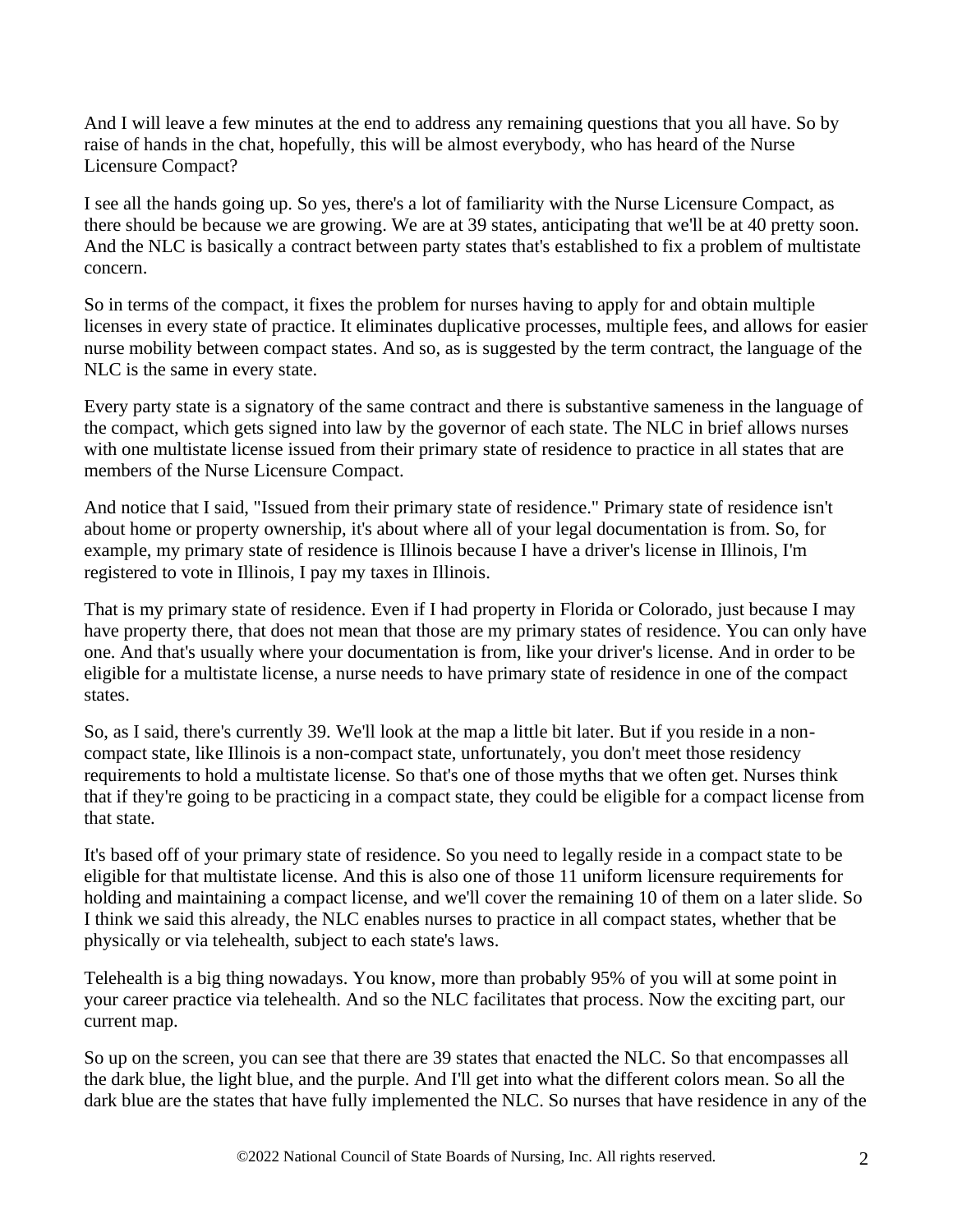And I will leave a few minutes at the end to address any remaining questions that you all have. So by raise of hands in the chat, hopefully, this will be almost everybody, who has heard of the Nurse Licensure Compact?

I see all the hands going up. So yes, there's a lot of familiarity with the Nurse Licensure Compact, as there should be because we are growing. We are at 39 states, anticipating that we'll be at 40 pretty soon. And the NLC is basically a contract between party states that's established to fix a problem of multistate concern.

So in terms of the compact, it fixes the problem for nurses having to apply for and obtain multiple licenses in every state of practice. It eliminates duplicative processes, multiple fees, and allows for easier nurse mobility between compact states. And so, as is suggested by the term contract, the language of the NLC is the same in every state.

Every party state is a signatory of the same contract and there is substantive sameness in the language of the compact, which gets signed into law by the governor of each state. The NLC in brief allows nurses with one multistate license issued from their primary state of residence to practice in all states that are members of the Nurse Licensure Compact.

And notice that I said, "Issued from their primary state of residence." Primary state of residence isn't about home or property ownership, it's about where all of your legal documentation is from. So, for example, my primary state of residence is Illinois because I have a driver's license in Illinois, I'm registered to vote in Illinois, I pay my taxes in Illinois.

That is my primary state of residence. Even if I had property in Florida or Colorado, just because I may have property there, that does not mean that those are my primary states of residence. You can only have one. And that's usually where your documentation is from, like your driver's license. And in order to be eligible for a multistate license, a nurse needs to have primary state of residence in one of the compact states.

So, as I said, there's currently 39. We'll look at the map a little bit later. But if you reside in a non-compact state, like Illinois is a non-compact state, unfortunately, you don't meet those residency requirements to hold a multistate license. So that's one of those myths that we often get. Nurses think that if they're going to be practicing in a compact state, they could be eligible for a compact license from that state.

It's based off of your primary state of residence. So you need to legally reside in a compact state to be eligible for that multistate license. And this is also one of those 11 uniform licensure requirements for holding and maintaining a compact license, and we'll cover the remaining 10 of them on a later slide. So I think we said this already, the NLC enables nurses to practice in all compact states, whether that be physically or via telehealth, subject to each state's laws.

Telehealth is a big thing nowadays. You know, more than probably 95% of you will at some point in your career practice via telehealth. And so the NLC facilitates that process. Now the exciting part, our current map.

So up on the screen, you can see that there are 39 states that enacted the NLC. So that encompasses all the dark blue, the light blue, and the purple. And I'll get into what the different colors mean. So all the dark blue are the states that have fully implemented the NLC. So nurses that have residence in any of the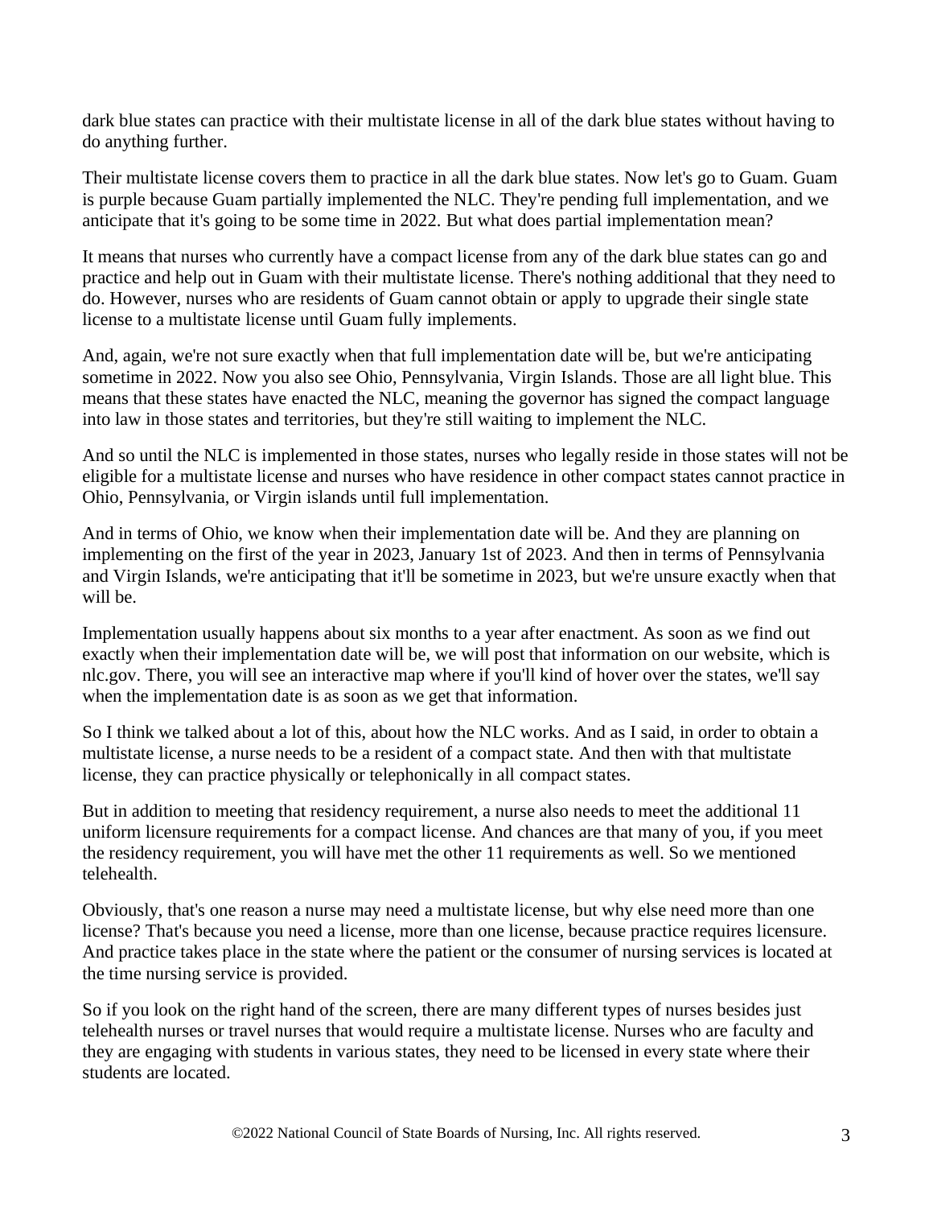dark blue states can practice with their multistate license in all of the dark blue states without having to do anything further.

Their multistate license covers them to practice in all the dark blue states. Now let's go to Guam. Guam is purple because Guam partially implemented the NLC. They're pending full implementation, and we anticipate that it's going to be some time in 2022. But what does partial implementation mean?

It means that nurses who currently have a compact license from any of the dark blue states can go and practice and help out in Guam with their multistate license. There's nothing additional that they need to do. However, nurses who are residents of Guam cannot obtain or apply to upgrade their single state license to a multistate license until Guam fully implements.

And, again, we're not sure exactly when that full implementation date will be, but we're anticipating sometime in 2022. Now you also see Ohio, Pennsylvania, Virgin Islands. Those are all light blue. This means that these states have enacted the NLC, meaning the governor has signed the compact language into law in those states and territories, but they're still waiting to implement the NLC.

And so until the NLC is implemented in those states, nurses who legally reside in those states will not be eligible for a multistate license and nurses who have residence in other compact states cannot practice in Ohio, Pennsylvania, or Virgin islands until full implementation.

And in terms of Ohio, we know when their implementation date will be. And they are planning on implementing on the first of the year in 2023, January 1st of 2023. And then in terms of Pennsylvania and Virgin Islands, we're anticipating that it'll be sometime in 2023, but we're unsure exactly when that will be.

Implementation usually happens about six months to a year after enactment. As soon as we find out exactly when their implementation date will be, we will post that information on our website, which is nlc.gov. There, you will see an interactive map where if you'll kind of hover over the states, we'll say when the implementation date is as soon as we get that information.

So I think we talked about a lot of this, about how the NLC works. And as I said, in order to obtain a multistate license, a nurse needs to be a resident of a compact state. And then with that multistate license, they can practice physically or telephonically in all compact states.

But in addition to meeting that residency requirement, a nurse also needs to meet the additional 11 uniform licensure requirements for a compact license. And chances are that many of you, if you meet the residency requirement, you will have met the other 11 requirements as well. So we mentioned telehealth.

Obviously, that's one reason a nurse may need a multistate license, but why else need more than one license? That's because you need a license, more than one license, because practice requires licensure. And practice takes place in the state where the patient or the consumer of nursing services is located at the time nursing service is provided.

So if you look on the right hand of the screen, there are many different types of nurses besides just telehealth nurses or travel nurses that would require a multistate license. Nurses who are faculty and they are engaging with students in various states, they need to be licensed in every state where their students are located.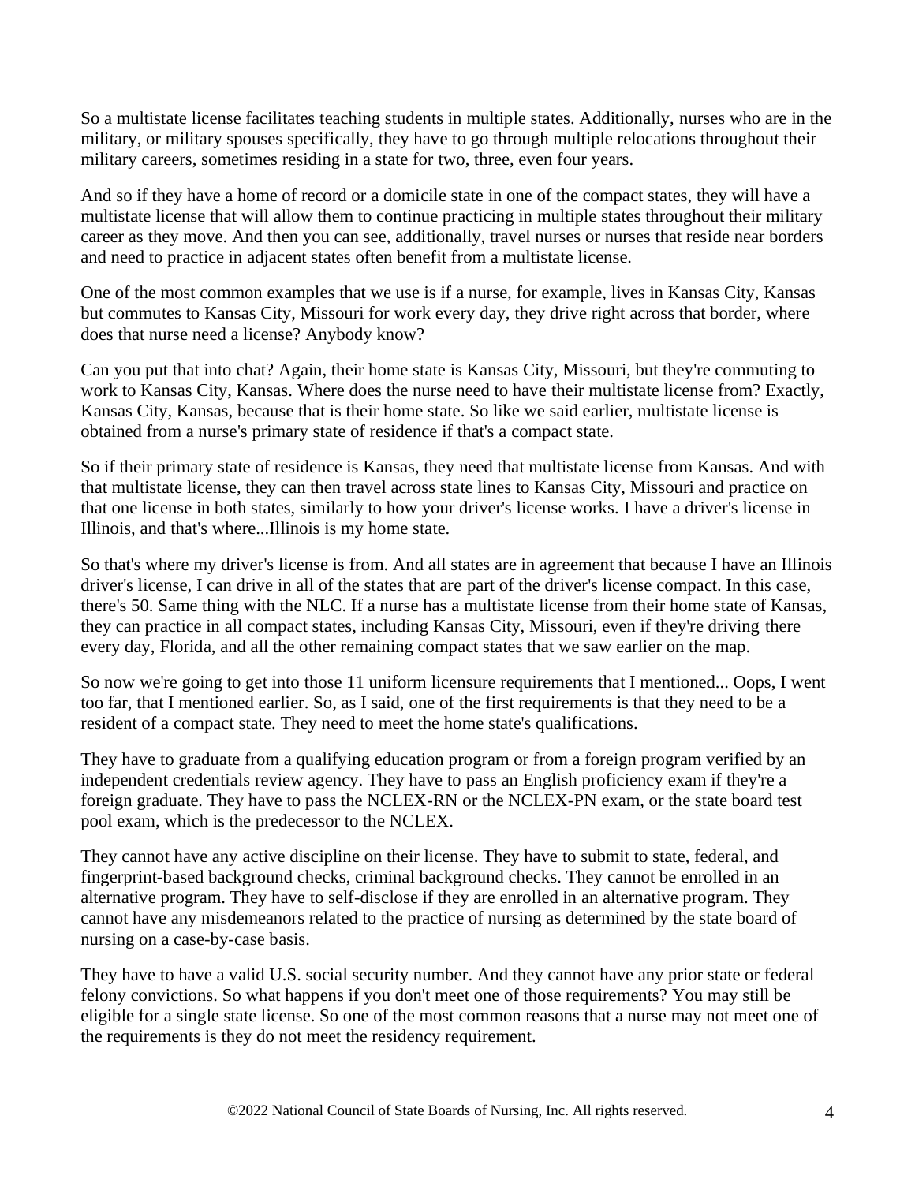So a multistate license facilitates teaching students in multiple states. Additionally, nurses who are in the military, or military spouses specifically, they have to go through multiple relocations throughout their military careers, sometimes residing in a state for two, three, even four years.

And so if they have a home of record or a domicile state in one of the compact states, they will have a multistate license that will allow them to continue practicing in multiple states throughout their military career as they move. And then you can see, additionally, travel nurses or nurses that reside near borders and need to practice in adjacent states often benefit from a multistate license.

One of the most common examples that we use is if a nurse, for example, lives in Kansas City, Kansas but commutes to Kansas City, Missouri for work every day, they drive right across that border, where does that nurse need a license? Anybody know?

Can you put that into chat? Again, their home state is Kansas City, Missouri, but they're commuting to work to Kansas City, Kansas. Where does the nurse need to have their multistate license from? Exactly, Kansas City, Kansas, because that is their home state. So like we said earlier, multistate license is obtained from a nurse's primary state of residence if that's a compact state.

So if their primary state of residence is Kansas, they need that multistate license from Kansas. And with that multistate license, they can then travel across state lines to Kansas City, Missouri and practice on that one license in both states, similarly to how your driver's license works. I have a driver's license in Illinois, and that's where...Illinois is my home state.

So that's where my driver's license is from. And all states are in agreement that because I have an Illinois driver's license, I can drive in all of the states that are part of the driver's license compact. In this case, there's 50. Same thing with the NLC. If a nurse has a multistate license from their home state of Kansas, they can practice in all compact states, including Kansas City, Missouri, even if they're driving there every day, Florida, and all the other remaining compact states that we saw earlier on the map.

So now we're going to get into those 11 uniform licensure requirements that I mentioned... Oops, I went too far, that I mentioned earlier. So, as I said, one of the first requirements is that they need to be a resident of a compact state. They need to meet the home state's qualifications.

They have to graduate from a qualifying education program or from a foreign program verified by an independent credentials review agency. They have to pass an English proficiency exam if they're a foreign graduate. They have to pass the NCLEX-RN or the NCLEX-PN exam, or the state board test pool exam, which is the predecessor to the NCLEX.

They cannot have any active discipline on their license. They have to submit to state, federal, and fingerprint-based background checks, criminal background checks. They cannot be enrolled in an alternative program. They have to self-disclose if they are enrolled in an alternative program. They cannot have any misdemeanors related to the practice of nursing as determined by the state board of nursing on a case-by-case basis.

They have to have a valid U.S. social security number. And they cannot have any prior state or federal felony convictions. So what happens if you don't meet one of those requirements? You may still be eligible for a single state license. So one of the most common reasons that a nurse may not meet one of the requirements is they do not meet the residency requirement.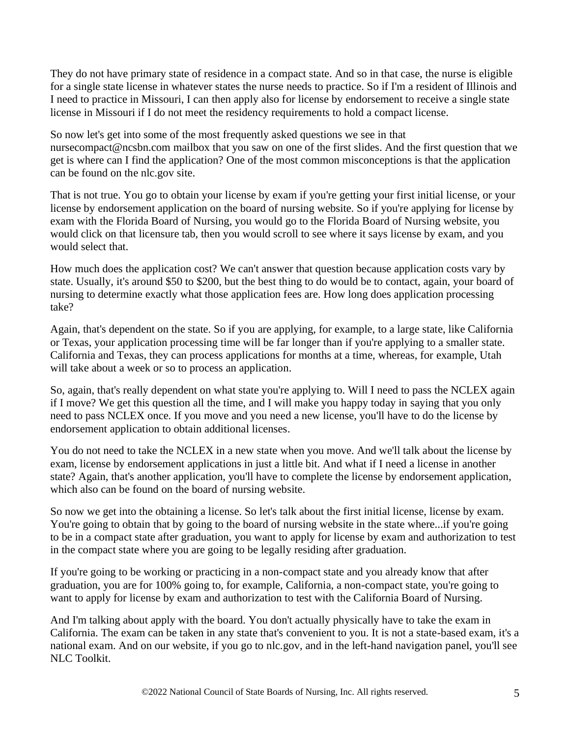They do not have primary state of residence in a compact state. And so in that case, the nurse is eligible for a single state license in whatever states the nurse needs to practice. So if I'm a resident of Illinois and I need to practice in Missouri, I can then apply also for license by endorsement to receive a single state license in Missouri if I do not meet the residency requirements to hold a compact license.

So now let's get into some of the most frequently asked questions we see in that nursecompact@ncsbn.com mailbox that you saw on one of the first slides. And the first question that we get is where can I find the application? One of the most common misconceptions is that the application can be found on the nlc.gov site.

That is not true. You go to obtain your license by exam if you're getting your first initial license, or your license by endorsement application on the board of nursing website. So if you're applying for license by exam with the Florida Board of Nursing, you would go to the Florida Board of Nursing website, you would click on that licensure tab, then you would scroll to see where it says license by exam, and you would select that.

How much does the application cost? We can't answer that question because application costs vary by state. Usually, it's around $50 to $200, but the best thing to do would be to contact, again, your board of nursing to determine exactly what those application fees are. How long does application processing take?

Again, that's dependent on the state. So if you are applying, for example, to a large state, like California or Texas, your application processing time will be far longer than if you're applying to a smaller state. California and Texas, they can process applications for months at a time, whereas, for example, Utah will take about a week or so to process an application.

So, again, that's really dependent on what state you're applying to. Will I need to pass the NCLEX again if I move? We get this question all the time, and I will make you happy today in saying that you only need to pass NCLEX once. If you move and you need a new license, you'll have to do the license by endorsement application to obtain additional licenses.

You do not need to take the NCLEX in a new state when you move. And we'll talk about the license by exam, license by endorsement applications in just a little bit. And what if I need a license in another state? Again, that's another application, you'll have to complete the license by endorsement application, which also can be found on the board of nursing website.

So now we get into the obtaining a license. So let's talk about the first initial license, license by exam. You're going to obtain that by going to the board of nursing website in the state where...if you're going to be in a compact state after graduation, you want to apply for license by exam and authorization to test in the compact state where you are going to be legally residing after graduation.

If you're going to be working or practicing in a non-compact state and you already know that after graduation, you are for 100% going to, for example, California, a non-compact state, you're going to want to apply for license by exam and authorization to test with the California Board of Nursing.

And I'm talking about apply with the board. You don't actually physically have to take the exam in California. The exam can be taken in any state that's convenient to you. It is not a state-based exam, it's a national exam. And on our website, if you go to nlc.gov, and in the left-hand navigation panel, you'll see NLC Toolkit.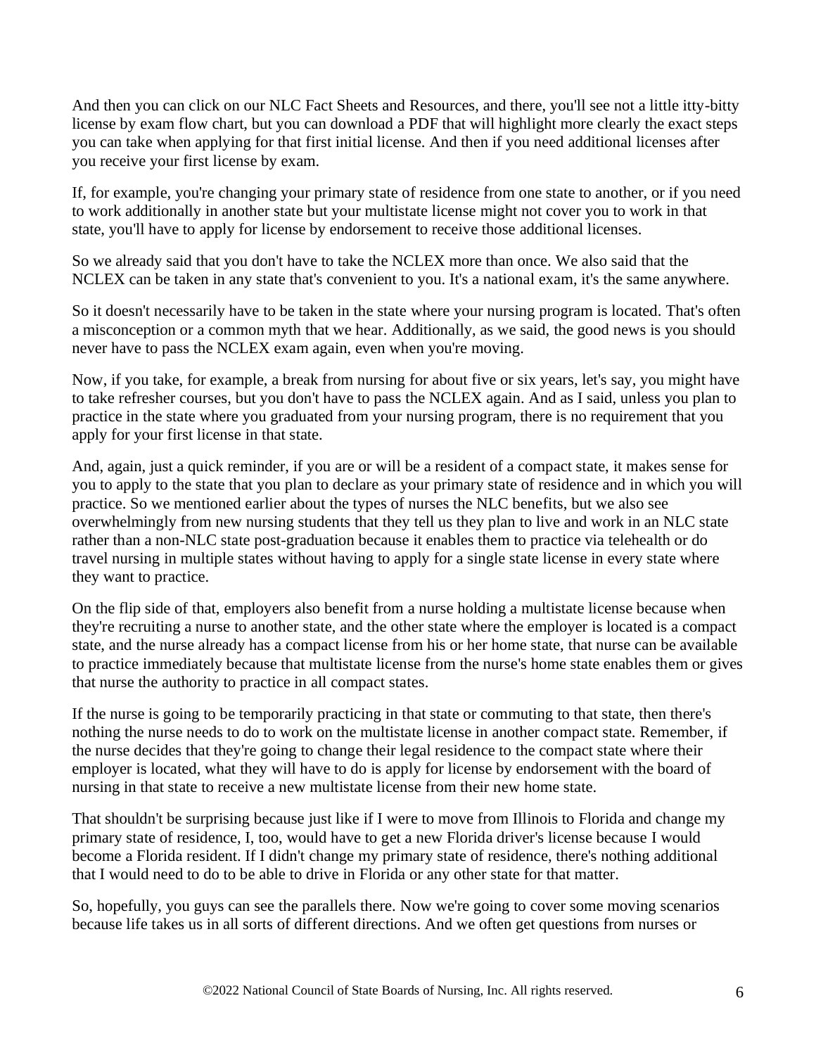And then you can click on our NLC Fact Sheets and Resources, and there, you'll see not a little itty-bitty license by exam flow chart, but you can download a PDF that will highlight more clearly the exact steps you can take when applying for that first initial license. And then if you need additional licenses after you receive your first license by exam.

If, for example, you're changing your primary state of residence from one state to another, or if you need to work additionally in another state but your multistate license might not cover you to work in that state, you'll have to apply for license by endorsement to receive those additional licenses.

So we already said that you don't have to take the NCLEX more than once. We also said that the NCLEX can be taken in any state that's convenient to you. It's a national exam, it's the same anywhere.

So it doesn't necessarily have to be taken in the state where your nursing program is located. That's often a misconception or a common myth that we hear. Additionally, as we said, the good news is you should never have to pass the NCLEX exam again, even when you're moving.

Now, if you take, for example, a break from nursing for about five or six years, let's say, you might have to take refresher courses, but you don't have to pass the NCLEX again. And as I said, unless you plan to practice in the state where you graduated from your nursing program, there is no requirement that you apply for your first license in that state.

And, again, just a quick reminder, if you are or will be a resident of a compact state, it makes sense for you to apply to the state that you plan to declare as your primary state of residence and in which you will practice. So we mentioned earlier about the types of nurses the NLC benefits, but we also see overwhelmingly from new nursing students that they tell us they plan to live and work in an NLC state rather than a non-NLC state post-graduation because it enables them to practice via telehealth or do travel nursing in multiple states without having to apply for a single state license in every state where they want to practice.

On the flip side of that, employers also benefit from a nurse holding a multistate license because when they're recruiting a nurse to another state, and the other state where the employer is located is a compact state, and the nurse already has a compact license from his or her home state, that nurse can be available to practice immediately because that multistate license from the nurse's home state enables them or gives that nurse the authority to practice in all compact states.

If the nurse is going to be temporarily practicing in that state or commuting to that state, then there's nothing the nurse needs to do to work on the multistate license in another compact state. Remember, if the nurse decides that they're going to change their legal residence to the compact state where their employer is located, what they will have to do is apply for license by endorsement with the board of nursing in that state to receive a new multistate license from their new home state.

That shouldn't be surprising because just like if I were to move from Illinois to Florida and change my primary state of residence, I, too, would have to get a new Florida driver's license because I would become a Florida resident. If I didn't change my primary state of residence, there's nothing additional that I would need to do to be able to drive in Florida or any other state for that matter.

So, hopefully, you guys can see the parallels there. Now we're going to cover some moving scenarios because life takes us in all sorts of different directions. And we often get questions from nurses or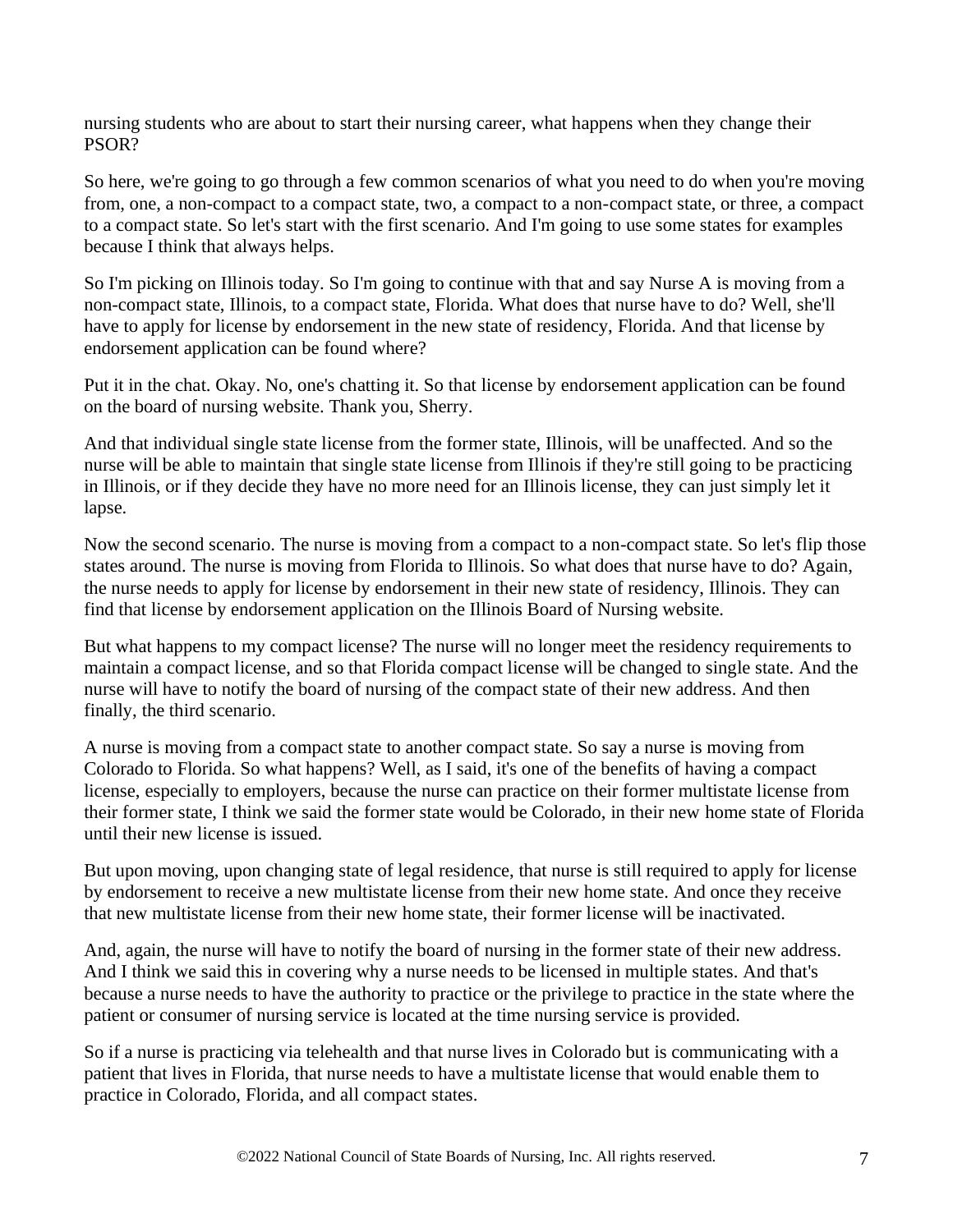nursing students who are about to start their nursing career, what happens when they change their PSOR?

So here, we're going to go through a few common scenarios of what you need to do when you're moving from, one, a non-compact to a compact state, two, a compact to a non-compact state, or three, a compact to a compact state. So let's start with the first scenario. And I'm going to use some states for examples because I think that always helps.

So I'm picking on Illinois today. So I'm going to continue with that and say Nurse A is moving from a non-compact state, Illinois, to a compact state, Florida. What does that nurse have to do? Well, she'll have to apply for license by endorsement in the new state of residency, Florida. And that license by endorsement application can be found where?

Put it in the chat. Okay. No, one's chatting it. So that license by endorsement application can be found on the board of nursing website. Thank you, Sherry.

And that individual single state license from the former state, Illinois, will be unaffected. And so the nurse will be able to maintain that single state license from Illinois if they're still going to be practicing in Illinois, or if they decide they have no more need for an Illinois license, they can just simply let it lapse.

Now the second scenario. The nurse is moving from a compact to a non-compact state. So let's flip those states around. The nurse is moving from Florida to Illinois. So what does that nurse have to do? Again, the nurse needs to apply for license by endorsement in their new state of residency, Illinois. They can find that license by endorsement application on the Illinois Board of Nursing website.

But what happens to my compact license? The nurse will no longer meet the residency requirements to maintain a compact license, and so that Florida compact license will be changed to single state. And the nurse will have to notify the board of nursing of the compact state of their new address. And then finally, the third scenario.

A nurse is moving from a compact state to another compact state. So say a nurse is moving from Colorado to Florida. So what happens? Well, as I said, it's one of the benefits of having a compact license, especially to employers, because the nurse can practice on their former multistate license from their former state, I think we said the former state would be Colorado, in their new home state of Florida until their new license is issued.

But upon moving, upon changing state of legal residence, that nurse is still required to apply for license by endorsement to receive a new multistate license from their new home state. And once they receive that new multistate license from their new home state, their former license will be inactivated.

And, again, the nurse will have to notify the board of nursing in the former state of their new address. And I think we said this in covering why a nurse needs to be licensed in multiple states. And that's because a nurse needs to have the authority to practice or the privilege to practice in the state where the patient or consumer of nursing service is located at the time nursing service is provided.

So if a nurse is practicing via telehealth and that nurse lives in Colorado but is communicating with a patient that lives in Florida, that nurse needs to have a multistate license that would enable them to practice in Colorado, Florida, and all compact states.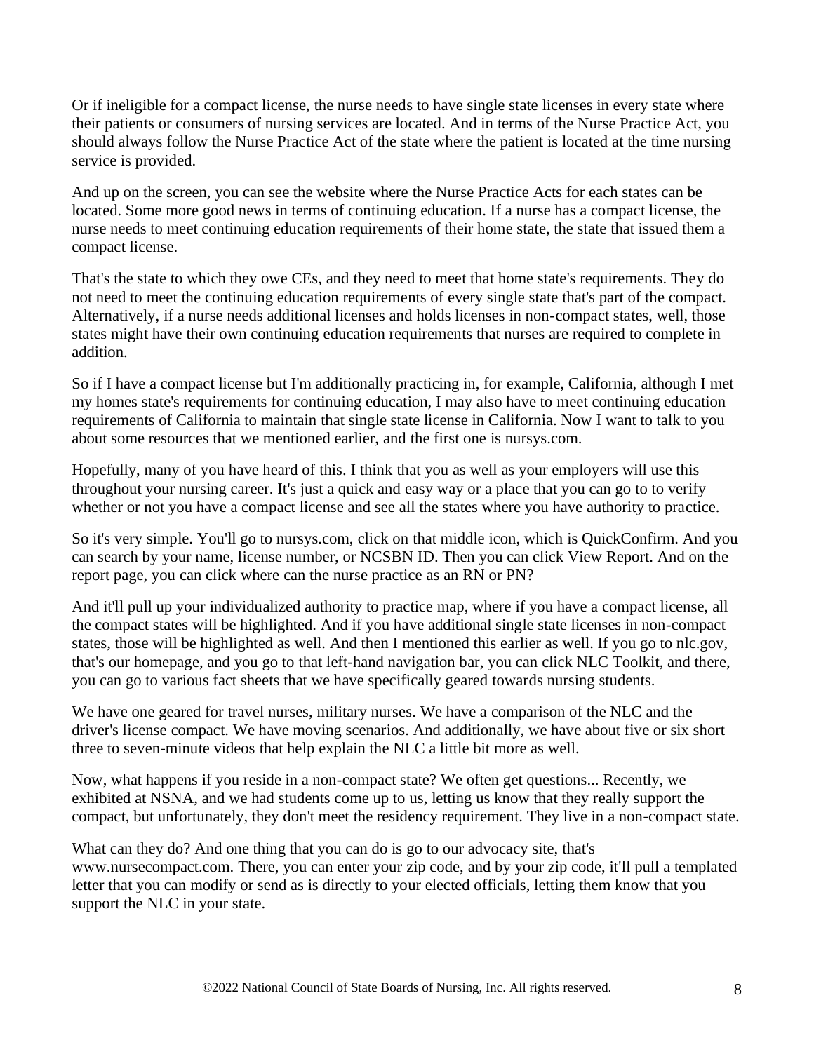Or if ineligible for a compact license, the nurse needs to have single state licenses in every state where their patients or consumers of nursing services are located. And in terms of the Nurse Practice Act, you should always follow the Nurse Practice Act of the state where the patient is located at the time nursing service is provided.

And up on the screen, you can see the website where the Nurse Practice Acts for each states can be located. Some more good news in terms of continuing education. If a nurse has a compact license, the nurse needs to meet continuing education requirements of their home state, the state that issued them a compact license.

That's the state to which they owe CEs, and they need to meet that home state's requirements. They do not need to meet the continuing education requirements of every single state that's part of the compact. Alternatively, if a nurse needs additional licenses and holds licenses in non-compact states, well, those states might have their own continuing education requirements that nurses are required to complete in addition.

So if I have a compact license but I'm additionally practicing in, for example, California, although I met my homes state's requirements for continuing education, I may also have to meet continuing education requirements of California to maintain that single state license in California. Now I want to talk to you about some resources that we mentioned earlier, and the first one is nursys.com.

Hopefully, many of you have heard of this. I think that you as well as your employers will use this throughout your nursing career. It's just a quick and easy way or a place that you can go to to verify whether or not you have a compact license and see all the states where you have authority to practice.

So it's very simple. You'll go to nursys.com, click on that middle icon, which is QuickConfirm. And you can search by your name, license number, or NCSBN ID. Then you can click View Report. And on the report page, you can click where can the nurse practice as an RN or PN?

And it'll pull up your individualized authority to practice map, where if you have a compact license, all the compact states will be highlighted. And if you have additional single state licenses in non-compact states, those will be highlighted as well. And then I mentioned this earlier as well. If you go to nlc.gov, that's our homepage, and you go to that left-hand navigation bar, you can click NLC Toolkit, and there, you can go to various fact sheets that we have specifically geared towards nursing students.

We have one geared for travel nurses, military nurses. We have a comparison of the NLC and the driver's license compact. We have moving scenarios. And additionally, we have about five or six short three to seven-minute videos that help explain the NLC a little bit more as well.

Now, what happens if you reside in a non-compact state? We often get questions... Recently, we exhibited at NSNA, and we had students come up to us, letting us know that they really support the compact, but unfortunately, they don't meet the residency requirement. They live in a non-compact state.

What can they do? And one thing that you can do is go to our advocacy site, that's www.nursecompact.com. There, you can enter your zip code, and by your zip code, it'll pull a templated letter that you can modify or send as is directly to your elected officials, letting them know that you support the NLC in your state.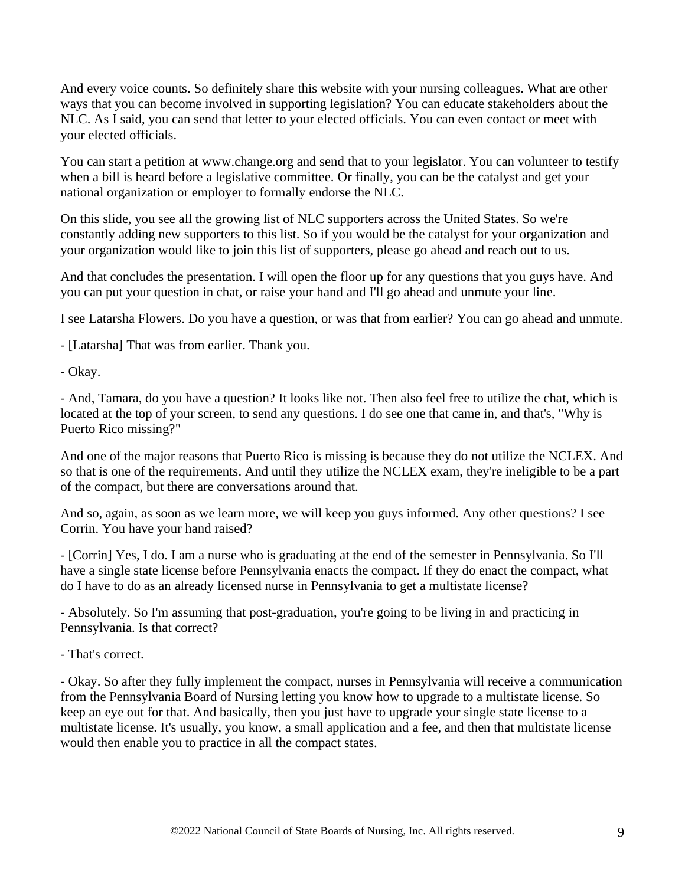And every voice counts. So definitely share this website with your nursing colleagues. What are other ways that you can become involved in supporting legislation? You can educate stakeholders about the NLC. As I said, you can send that letter to your elected officials. You can even contact or meet with your elected officials.

You can start a petition at www.change.org and send that to your legislator. You can volunteer to testify when a bill is heard before a legislative committee. Or finally, you can be the catalyst and get your national organization or employer to formally endorse the NLC.

On this slide, you see all the growing list of NLC supporters across the United States. So we're constantly adding new supporters to this list. So if you would be the catalyst for your organization and your organization would like to join this list of supporters, please go ahead and reach out to us.

And that concludes the presentation. I will open the floor up for any questions that you guys have. And you can put your question in chat, or raise your hand and I'll go ahead and unmute your line.

I see Latarsha Flowers. Do you have a question, or was that from earlier? You can go ahead and unmute.

- [Latarsha] That was from earlier. Thank you.

- Okay.

- And, Tamara, do you have a question? It looks like not. Then also feel free to utilize the chat, which is located at the top of your screen, to send any questions. I do see one that came in, and that's, "Why is Puerto Rico missing?"

And one of the major reasons that Puerto Rico is missing is because they do not utilize the NCLEX. And so that is one of the requirements. And until they utilize the NCLEX exam, they're ineligible to be a part of the compact, but there are conversations around that.

And so, again, as soon as we learn more, we will keep you guys informed. Any other questions? I see Corrin. You have your hand raised?

- [Corrin] Yes, I do. I am a nurse who is graduating at the end of the semester in Pennsylvania. So I'll have a single state license before Pennsylvania enacts the compact. If they do enact the compact, what do I have to do as an already licensed nurse in Pennsylvania to get a multistate license?

- Absolutely. So I'm assuming that post-graduation, you're going to be living in and practicing in Pennsylvania. Is that correct?

- That's correct.

- Okay. So after they fully implement the compact, nurses in Pennsylvania will receive a communication from the Pennsylvania Board of Nursing letting you know how to upgrade to a multistate license. So keep an eye out for that. And basically, then you just have to upgrade your single state license to a multistate license. It's usually, you know, a small application and a fee, and then that multistate license would then enable you to practice in all the compact states.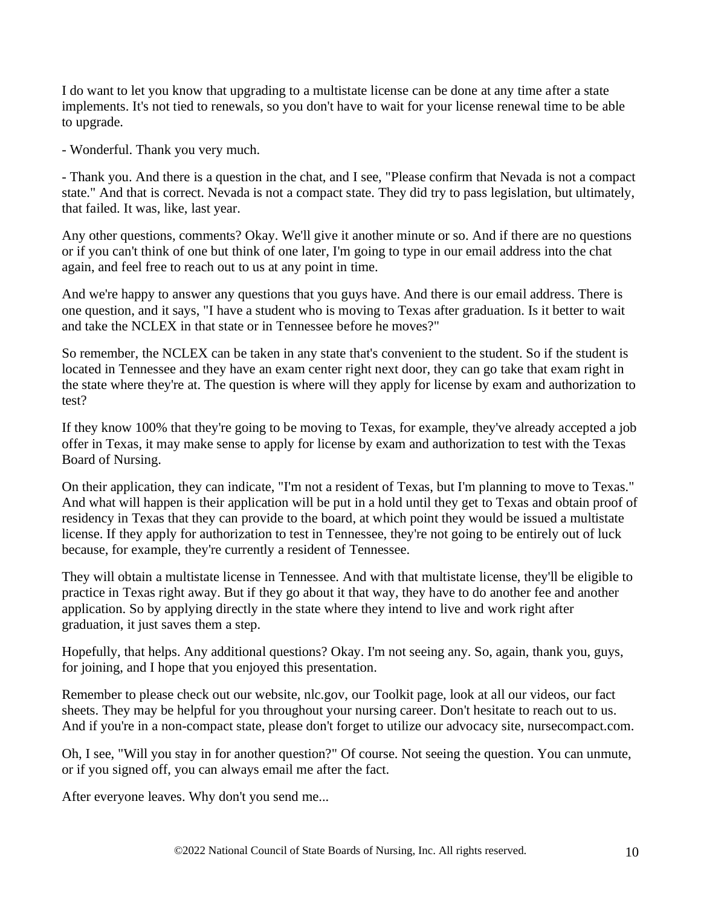I do want to let you know that upgrading to a multistate license can be done at any time after a state implements. It's not tied to renewals, so you don't have to wait for your license renewal time to be able to upgrade.

- Wonderful. Thank you very much.

- Thank you. And there is a question in the chat, and I see, "Please confirm that Nevada is not a compact state." And that is correct. Nevada is not a compact state. They did try to pass legislation, but ultimately, that failed. It was, like, last year.

Any other questions, comments? Okay. We'll give it another minute or so. And if there are no questions or if you can't think of one but think of one later, I'm going to type in our email address into the chat again, and feel free to reach out to us at any point in time.

And we're happy to answer any questions that you guys have. And there is our email address. There is one question, and it says, "I have a student who is moving to Texas after graduation. Is it better to wait and take the NCLEX in that state or in Tennessee before he moves?"

So remember, the NCLEX can be taken in any state that's convenient to the student. So if the student is located in Tennessee and they have an exam center right next door, they can go take that exam right in the state where they're at. The question is where will they apply for license by exam and authorization to test?

If they know 100% that they're going to be moving to Texas, for example, they've already accepted a job offer in Texas, it may make sense to apply for license by exam and authorization to test with the Texas Board of Nursing.

On their application, they can indicate, "I'm not a resident of Texas, but I'm planning to move to Texas." And what will happen is their application will be put in a hold until they get to Texas and obtain proof of residency in Texas that they can provide to the board, at which point they would be issued a multistate license. If they apply for authorization to test in Tennessee, they're not going to be entirely out of luck because, for example, they're currently a resident of Tennessee.

They will obtain a multistate license in Tennessee. And with that multistate license, they'll be eligible to practice in Texas right away. But if they go about it that way, they have to do another fee and another application. So by applying directly in the state where they intend to live and work right after graduation, it just saves them a step.

Hopefully, that helps. Any additional questions? Okay. I'm not seeing any. So, again, thank you, guys, for joining, and I hope that you enjoyed this presentation.

Remember to please check out our website, nlc.gov, our Toolkit page, look at all our videos, our fact sheets. They may be helpful for you throughout your nursing career. Don't hesitate to reach out to us. And if you're in a non-compact state, please don't forget to utilize our advocacy site, nursecompact.com.

Oh, I see, "Will you stay in for another question?" Of course. Not seeing the question. You can unmute, or if you signed off, you can always email me after the fact.

After everyone leaves. Why don't you send me...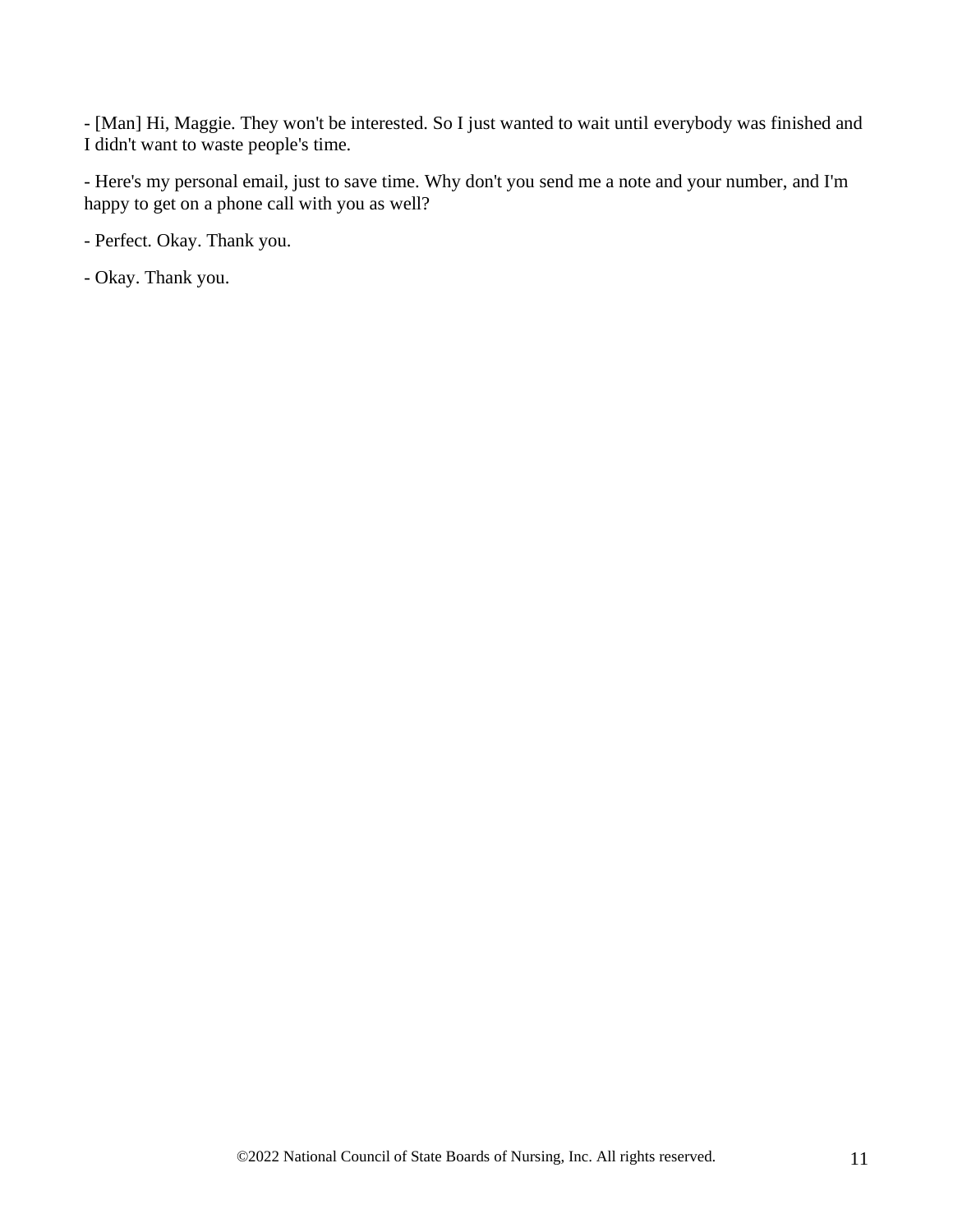- [Man] Hi, Maggie. They won't be interested. So I just wanted to wait until everybody was finished and I didn't want to waste people's time.

- Here's my personal email, just to save time. Why don't you send me a note and your number, and I'm happy to get on a phone call with you as well?

- Perfect. Okay. Thank you.

- Okay. Thank you.